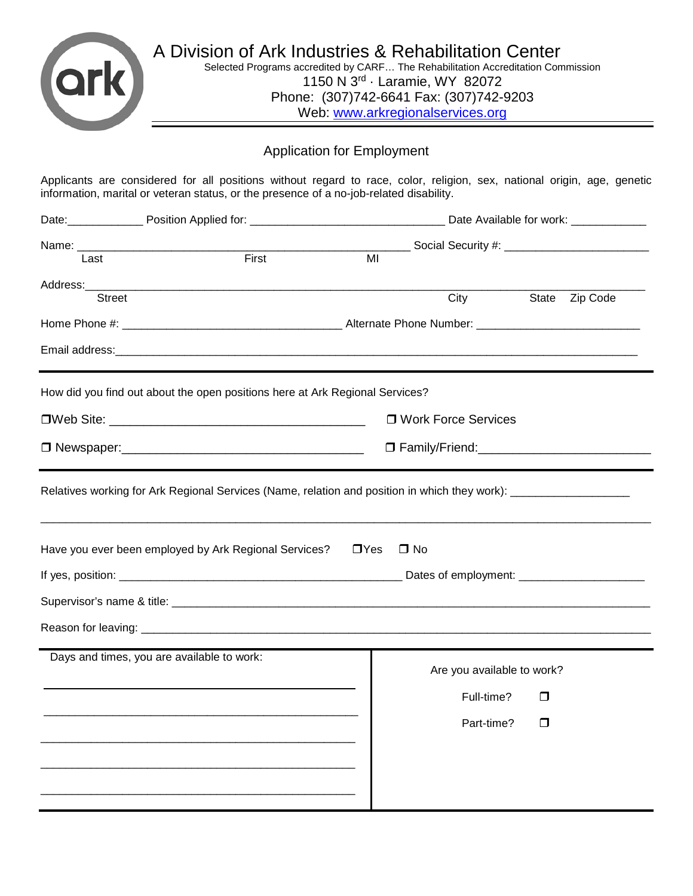# A Division of Ark Industries & Rehabilitation Center

Selected Programs accredited by CARF… The Rehabilitation Accreditation Commission
1150 N 3rd · Laramie, WY 82072
Phone: (307)742-6641 Fax: (307)742-9203
Web: www.arkregionalservices.org

## Application for Employment

Applicants are considered for all positions without regard to race, color, religion, sex, national origin, age, genetic information, marital or veteran status, or the presence of a no-job-related disability.

Date:____________ Position Applied for: _______________________________ Date Available for work: ____________

Name: _____________________________________________________ Social Security #: _______________________
Last First MI

Address:_____________________________________________________________________________________
Street City State Zip Code

Home Phone #: ___________________________________ Alternate Phone Number: _________________________

Email address:_________________________________________________________________________________

---

How did you find out about the open positions here at Ark Regional Services?

❒ Web Site: ______________________________________ ❒ Work Force Services

❒ Newspaper:____________________________________ ❒ Family/Friend:________________________

---

Relatives working for Ark Regional Services (Name, relation and position in which they work): __________________

_______________________________________________________________________________________________

Have you ever been employed by Ark Regional Services? ❒ Yes ❒ No

If yes, position: ______________________________________________ Dates of employment: ____________________

Supervisor's name & title: ___________________________________________________________________________

Reason for leaving: ________________________________________________________________________________

---

| Days and times, you are available to work: | Are you available to work? |
|---|---|
| __________________________________________________ | Full-time? ❒ |
| __________________________________________________ | Part-time? ❒ |
| __________________________________________________ | |
| __________________________________________________ | |
| __________________________________________________ | |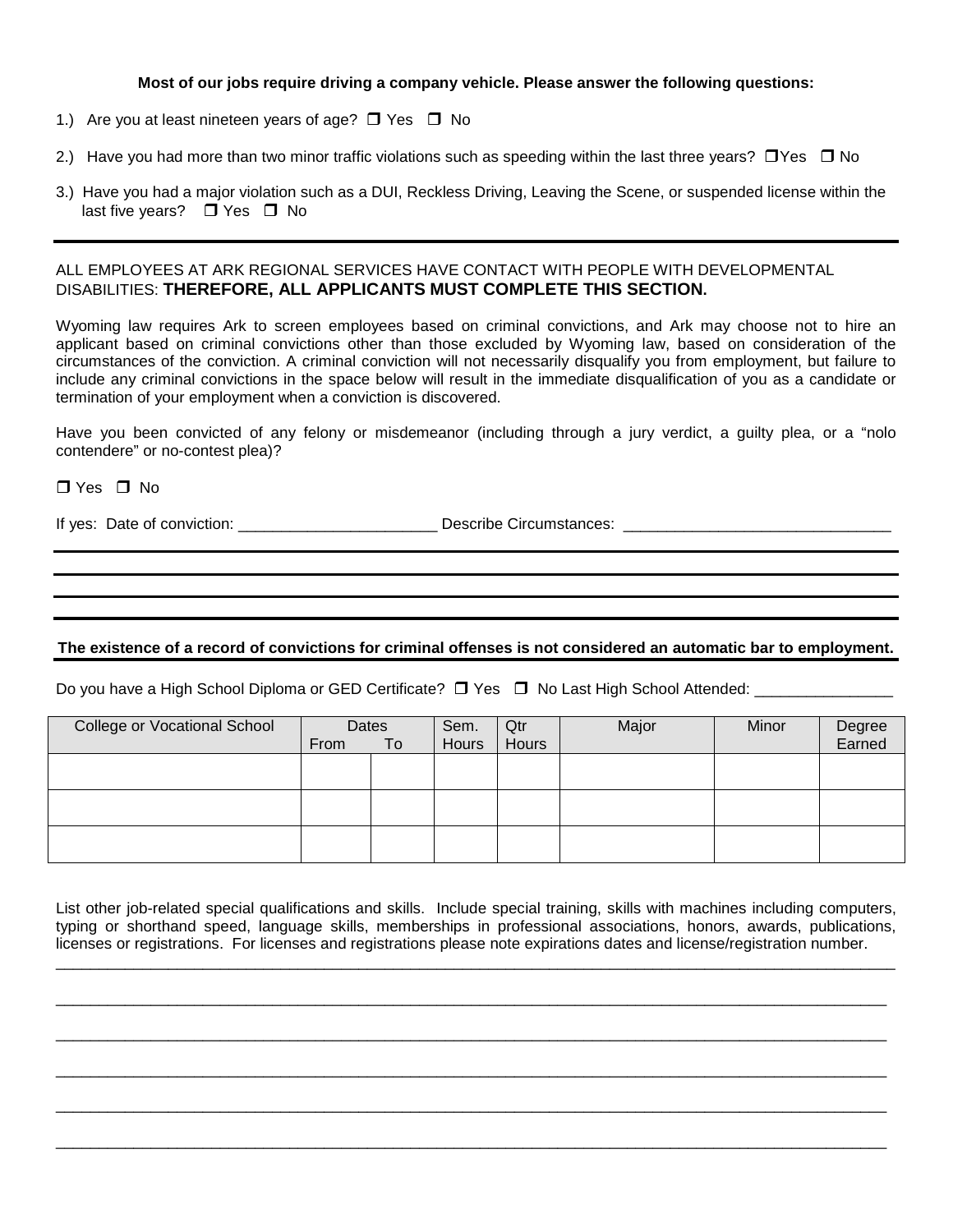**Most of our jobs require driving a company vehicle. Please answer the following questions:**

1.) Are you at least nineteen years of age? ☐ Yes ☐ No

2.) Have you had more than two minor traffic violations such as speeding within the last three years? ☐ Yes ☐ No

3.) Have you had a major violation such as a DUI, Reckless Driving, Leaving the Scene, or suspended license within the last five years? ☐ Yes ☐ No

---

ALL EMPLOYEES AT ARK REGIONAL SERVICES HAVE CONTACT WITH PEOPLE WITH DEVELOPMENTAL DISABILITIES: **THEREFORE, ALL APPLICANTS MUST COMPLETE THIS SECTION.**

Wyoming law requires Ark to screen employees based on criminal convictions, and Ark may choose not to hire an applicant based on criminal convictions other than those excluded by Wyoming law, based on consideration of the circumstances of the conviction. A criminal conviction will not necessarily disqualify you from employment, but failure to include any criminal convictions in the space below will result in the immediate disqualification of you as a candidate or termination of your employment when a conviction is discovered.

Have you been convicted of any felony or misdemeanor (including through a jury verdict, a guilty plea, or a "nolo contendere" or no-contest plea)?

☐ Yes ☐ No

If yes: Date of conviction: _______________________ Describe Circumstances: ______________________________

---

---

---

**The existence of a record of convictions for criminal offenses is not considered an automatic bar to employment.**

Do you have a High School Diploma or GED Certificate? ☐ Yes ☐ No Last High School Attended: ________________

| College or Vocational School | Dates From | To | Sem. Hours | Qtr Hours | Major | Minor | Degree Earned |
|---|---|---|---|---|---|---|---|
| | | | | | | | |
| | | | | | | | |
| | | | | | | | |

List other job-related special qualifications and skills. Include special training, skills with machines including computers, typing or shorthand speed, language skills, memberships in professional associations, honors, awards, publications, licenses or registrations. For licenses and registrations please note expirations dates and license/registration number.

_____________________________________________________________________________________________

_____________________________________________________________________________________________

_____________________________________________________________________________________________

_____________________________________________________________________________________________

_____________________________________________________________________________________________

_____________________________________________________________________________________________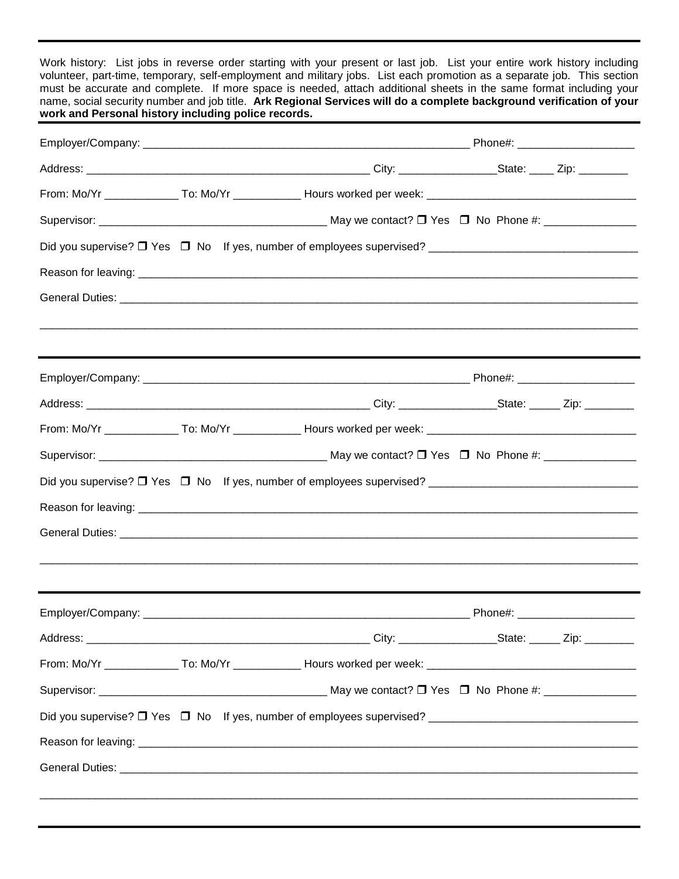Work history: List jobs in reverse order starting with your present or last job. List your entire work history including volunteer, part-time, temporary, self-employment and military jobs. List each promotion as a separate job. This section must be accurate and complete. If more space is needed, attach additional sheets in the same format including your name, social security number and job title. **Ark Regional Services will do a complete background verification of your work and Personal history including police records.**

---

Employer/Company: ________________________________________________ Phone#: ________________

Address: __________________________________________ City: ______________State: ____ Zip: _______

From: Mo/Yr ___________ To: Mo/Yr __________ Hours worked per week: ______________________________

Supervisor: _________________________________ May we contact? ❒ Yes ❒ No Phone #: _____________

Did you supervise? ❒ Yes ❒ No If yes, number of employees supervised? ____________________________

Reason for leaving: ________________________________________________________________________

General Duties: ___________________________________________________________________________

_______________________________________________________________________________________

---

Employer/Company: ________________________________________________ Phone#: ________________

Address: __________________________________________ City: ______________State: _____ Zip: _______

From: Mo/Yr ___________ To: Mo/Yr __________ Hours worked per week: ______________________________

Supervisor: _________________________________ May we contact? ❒ Yes ❒ No Phone #: _____________

Did you supervise? ❒ Yes ❒ No If yes, number of employees supervised? ____________________________

Reason for leaving: ________________________________________________________________________

General Duties: ___________________________________________________________________________

_______________________________________________________________________________________

---

Employer/Company: ________________________________________________ Phone#: ________________

Address: __________________________________________ City: ______________State: _____ Zip: _______

From: Mo/Yr ___________ To: Mo/Yr __________ Hours worked per week: ______________________________

Supervisor: _________________________________ May we contact? ❒ Yes ❒ No Phone #: _____________

Did you supervise? ❒ Yes ❒ No If yes, number of employees supervised? ____________________________

Reason for leaving: ________________________________________________________________________

General Duties: ___________________________________________________________________________

_______________________________________________________________________________________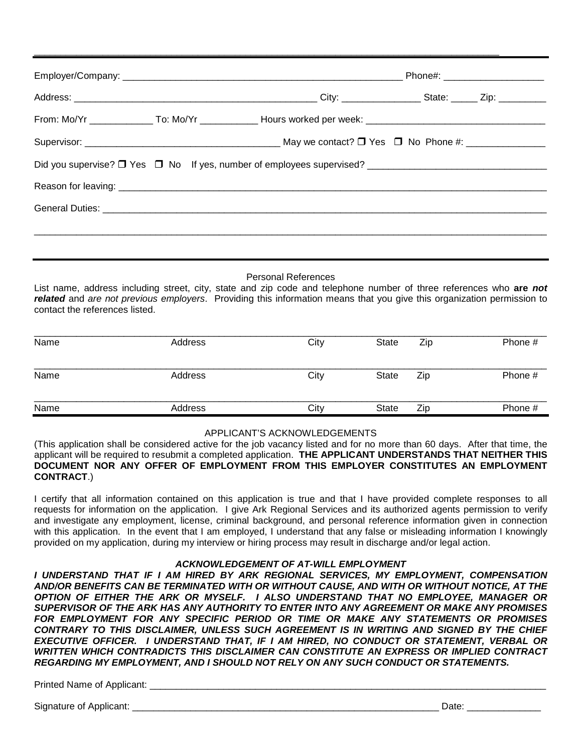Employer/Company: ______________________________________________________ Phone#: ___________________

Address: _______________________________________________ City: _______________ State: _____ Zip: _________

From: Mo/Yr ____________ To: Mo/Yr ___________ Hours worked per week: _________________________________

Supervisor: ____________________________________ May we contact? ❒ Yes ❒ No Phone #: _______________

Did you supervise? ❒ Yes ❒ No If yes, number of employees supervised? _________________________________

Reason for leaving: ______________________________________________________________________________

General Duties: _________________________________________________________________________________

_______________________________________________________________________________________________

Personal References

List name, address including street, city, state and zip code and telephone number of three references who **are *not related*** and *are not previous employers*. Providing this information means that you give this organization permission to contact the references listed.

| Name | Address | City | State | Zip | Phone # |
|---|---|---|---|---|---|
| | | | | | |
| | | | | | |
| | | | | | |

APPLICANT'S ACKNOWLEDGEMENTS

(This application shall be considered active for the job vacancy listed and for no more than 60 days. After that time, the applicant will be required to resubmit a completed application. **THE APPLICANT UNDERSTANDS THAT NEITHER THIS DOCUMENT NOR ANY OFFER OF EMPLOYMENT FROM THIS EMPLOYER CONSTITUTES AN EMPLOYMENT CONTRACT**.)

I certify that all information contained on this application is true and that I have provided complete responses to all requests for information on the application. I give Ark Regional Services and its authorized agents permission to verify and investigate any employment, license, criminal background, and personal reference information given in connection with this application. In the event that I am employed, I understand that any false or misleading information I knowingly provided on my application, during my interview or hiring process may result in discharge and/or legal action.

***ACKNOWLEDGEMENT OF AT-WILL EMPLOYMENT***

***I UNDERSTAND THAT IF I AM HIRED BY ARK REGIONAL SERVICES, MY EMPLOYMENT, COMPENSATION AND/OR BENEFITS CAN BE TERMINATED WITH OR WITHOUT CAUSE, AND WITH OR WITHOUT NOTICE, AT THE OPTION OF EITHER THE ARK OR MYSELF. I ALSO UNDERSTAND THAT NO EMPLOYEE, MANAGER OR SUPERVISOR OF THE ARK HAS ANY AUTHORITY TO ENTER INTO ANY AGREEMENT OR MAKE ANY PROMISES FOR EMPLOYMENT FOR ANY SPECIFIC PERIOD OR TIME OR MAKE ANY STATEMENTS OR PROMISES CONTRARY TO THIS DISCLAIMER, UNLESS SUCH AGREEMENT IS IN WRITING AND SIGNED BY THE CHIEF EXECUTIVE OFFICER. I UNDERSTAND THAT, IF I AM HIRED, NO CONDUCT OR STATEMENT, VERBAL OR WRITTEN WHICH CONTRADICTS THIS DISCLAIMER CAN CONSTITUTE AN EXPRESS OR IMPLIED CONTRACT REGARDING MY EMPLOYMENT, AND I SHOULD NOT RELY ON ANY SUCH CONDUCT OR STATEMENTS.***

Printed Name of Applicant: _____________________________________________________________________

Signature of Applicant: _____________________________________________________ Date: ______________